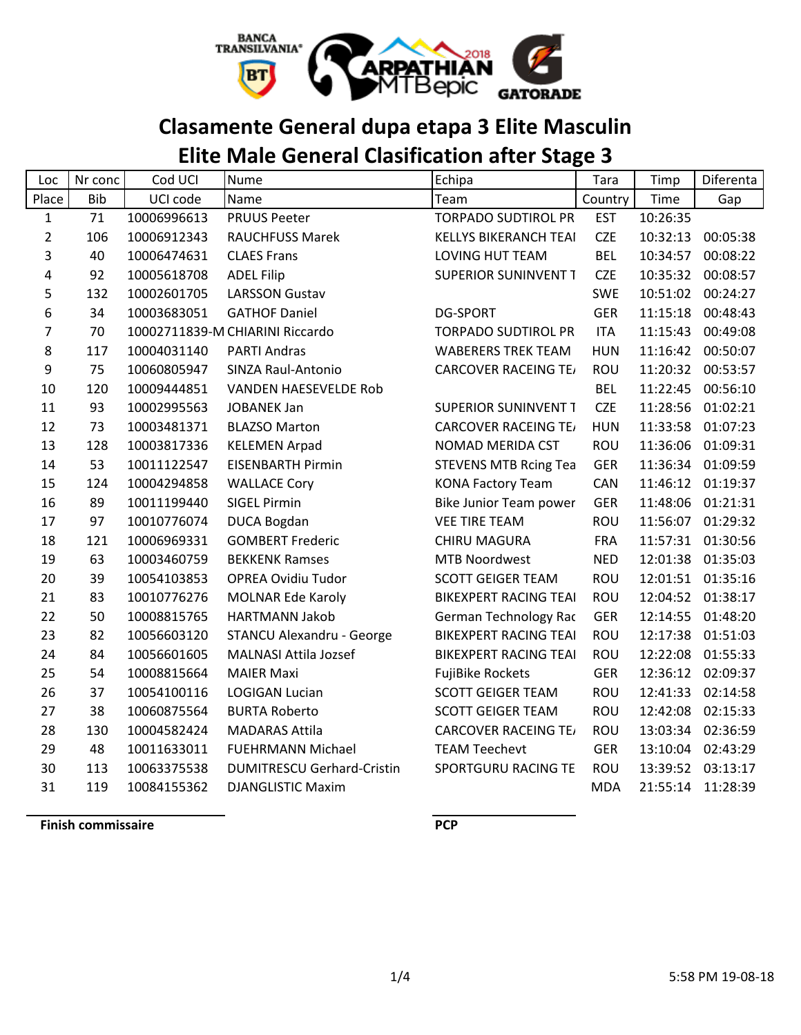# Clasamente General dupa etapa 3 Elite Masculin
# Elite Male General Clasification after Stage 3

| Loc | Nr conc | Cod UCI | Nume | Echipa | Tara | Timp | Diferenta |
|---|---|---|---|---|---|---|---|
| Place | Bib | UCI code | Name | Team | Country | Time | Gap |
| 1 | 71 | 10006996613 | PRUUS Peeter | TORPADO SUDTIROL PR | EST | 10:26:35 | |
| 2 | 106 | 10006912343 | RAUCHFUSS Marek | KELLYS BIKERANCH TEAI | CZE | 10:32:13 | 00:05:38 |
| 3 | 40 | 10006474631 | CLAES Frans | LOVING HUT TEAM | BEL | 10:34:57 | 00:08:22 |
| 4 | 92 | 10005618708 | ADEL Filip | SUPERIOR SUNINVENT T | CZE | 10:35:32 | 00:08:57 |
| 5 | 132 | 10002601705 | LARSSON Gustav | | SWE | 10:51:02 | 00:24:27 |
| 6 | 34 | 10003683051 | GATHOF Daniel | DG-SPORT | GER | 11:15:18 | 00:48:43 |
| 7 | 70 | 10002711839-M | CHIARINI Riccardo | TORPADO SUDTIROL PR | ITA | 11:15:43 | 00:49:08 |
| 8 | 117 | 10004031140 | PARTI Andras | WABERERS TREK TEAM | HUN | 11:16:42 | 00:50:07 |
| 9 | 75 | 10060805947 | SINZA Raul-Antonio | CARCOVER RACEING TE/ | ROU | 11:20:32 | 00:53:57 |
| 10 | 120 | 10009444851 | VANDEN HAESEVELDE Rob | | BEL | 11:22:45 | 00:56:10 |
| 11 | 93 | 10002995563 | JOBANEK Jan | SUPERIOR SUNINVENT T | CZE | 11:28:56 | 01:02:21 |
| 12 | 73 | 10003481371 | BLAZSO Marton | CARCOVER RACEING TE/ | HUN | 11:33:58 | 01:07:23 |
| 13 | 128 | 10003817336 | KELEMEN Arpad | NOMAD MERIDA CST | ROU | 11:36:06 | 01:09:31 |
| 14 | 53 | 10011122547 | EISENBARTH Pirmin | STEVENS MTB Rcing Tea | GER | 11:36:34 | 01:09:59 |
| 15 | 124 | 10004294858 | WALLACE Cory | KONA Factory Team | CAN | 11:46:12 | 01:19:37 |
| 16 | 89 | 10011199440 | SIGEL Pirmin | Bike Junior Team power | GER | 11:48:06 | 01:21:31 |
| 17 | 97 | 10010776074 | DUCA Bogdan | VEE TIRE TEAM | ROU | 11:56:07 | 01:29:32 |
| 18 | 121 | 10006969331 | GOMBERT Frederic | CHIRU MAGURA | FRA | 11:57:31 | 01:30:56 |
| 19 | 63 | 10003460759 | BEKKENK Ramses | MTB Noordwest | NED | 12:01:38 | 01:35:03 |
| 20 | 39 | 10054103853 | OPREA Ovidiu Tudor | SCOTT GEIGER TEAM | ROU | 12:01:51 | 01:35:16 |
| 21 | 83 | 10010776276 | MOLNAR Ede Karoly | BIKEXPERT RACING TEAI | ROU | 12:04:52 | 01:38:17 |
| 22 | 50 | 10008815765 | HARTMANN Jakob | German Technology Rac | GER | 12:14:55 | 01:48:20 |
| 23 | 82 | 10056603120 | STANCU Alexandru - George | BIKEXPERT RACING TEAI | ROU | 12:17:38 | 01:51:03 |
| 24 | 84 | 10056601605 | MALNASI Attila Jozsef | BIKEXPERT RACING TEAI | ROU | 12:22:08 | 01:55:33 |
| 25 | 54 | 10008815664 | MAIER Maxi | FujiBike Rockets | GER | 12:36:12 | 02:09:37 |
| 26 | 37 | 10054100116 | LOGIGAN Lucian | SCOTT GEIGER TEAM | ROU | 12:41:33 | 02:14:58 |
| 27 | 38 | 10060875564 | BURTA Roberto | SCOTT GEIGER TEAM | ROU | 12:42:08 | 02:15:33 |
| 28 | 130 | 10004582424 | MADARAS Attila | CARCOVER RACEING TE/ | ROU | 13:03:34 | 02:36:59 |
| 29 | 48 | 10011633011 | FUEHRMANN Michael | TEAM Teechevt | GER | 13:10:04 | 02:43:29 |
| 30 | 113 | 10063375538 | DUMITRESCU Gerhard-Cristin | SPORTGURU RACING TE | ROU | 13:39:52 | 03:13:17 |
| 31 | 119 | 10084155362 | DJANGLISTIC Maxim | | MDA | 21:55:14 | 11:28:39 |

**Finish commissaire**

**PCP**

5:58 PM 19-08-18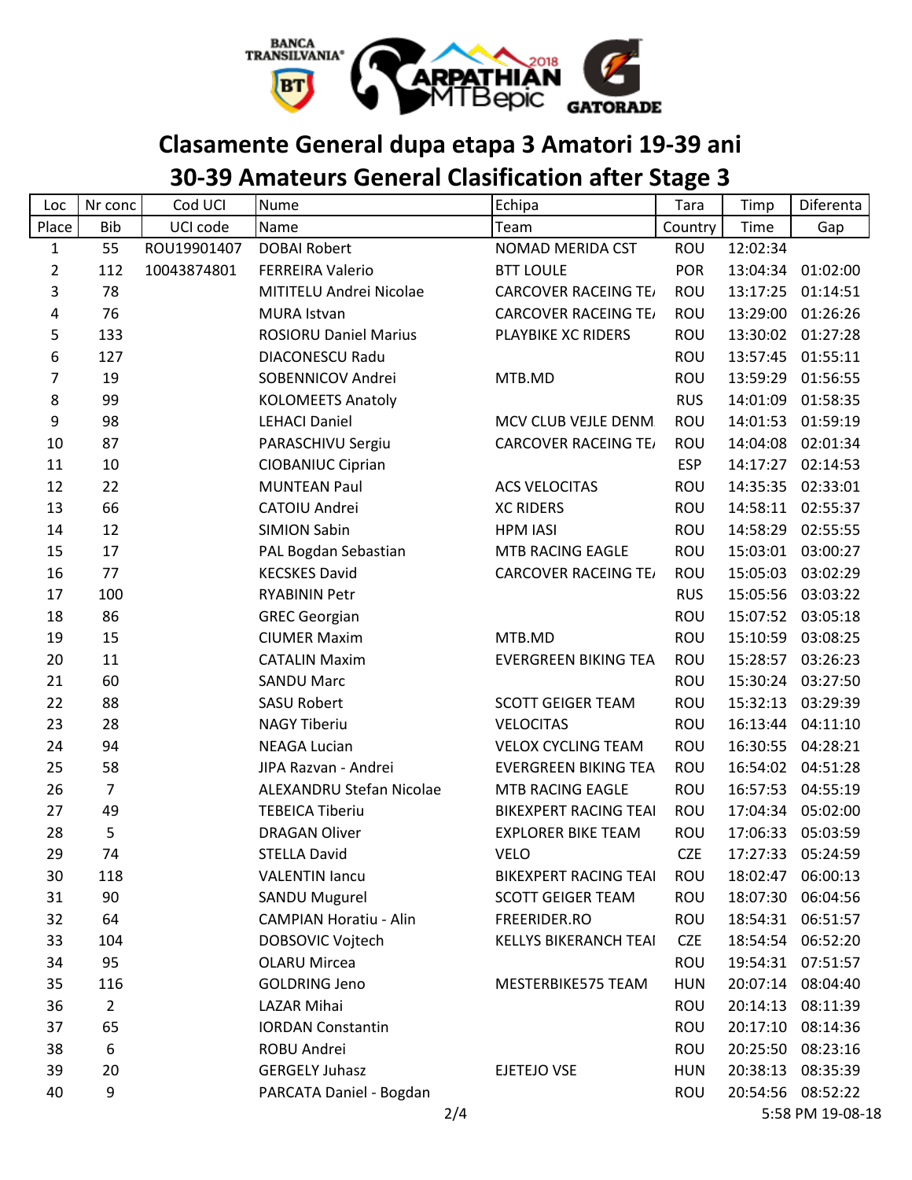# Clasamente General dupa etapa 3 Amatori 19-39 ani

# 30-39 Amateurs General Clasification after Stage 3

| Loc | Nr conc | Cod UCI | Nume | Echipa | Tara | Timp | Diferenta |
|---|---|---|---|---|---|---|---|
| Place | Bib | UCI code | Name | Team | Country | Time | Gap |
| 1 | 55 | ROU19901407 | DOBAI Robert | NOMAD MERIDA CST | ROU | 12:02:34 | |
| 2 | 112 | 10043874801 | FERREIRA Valerio | BTT LOULE | POR | 13:04:34 | 01:02:00 |
| 3 | 78 | | MITITELU Andrei Nicolae | CARCOVER RACEING TE/ | ROU | 13:17:25 | 01:14:51 |
| 4 | 76 | | MURA Istvan | CARCOVER RACEING TE/ | ROU | 13:29:00 | 01:26:26 |
| 5 | 133 | | ROSIORU Daniel Marius | PLAYBIKE XC RIDERS | ROU | 13:30:02 | 01:27:28 |
| 6 | 127 | | DIACONESCU Radu | | ROU | 13:57:45 | 01:55:11 |
| 7 | 19 | | SOBENNICOV Andrei | MTB.MD | ROU | 13:59:29 | 01:56:55 |
| 8 | 99 | | KOLOMEETS Anatoly | | RUS | 14:01:09 | 01:58:35 |
| 9 | 98 | | LEHACI Daniel | MCV CLUB VEJLE DENM | ROU | 14:01:53 | 01:59:19 |
| 10 | 87 | | PARASCHIVU Sergiu | CARCOVER RACEING TE/ | ROU | 14:04:08 | 02:01:34 |
| 11 | 10 | | CIOBANIUC Ciprian | | ESP | 14:17:27 | 02:14:53 |
| 12 | 22 | | MUNTEAN Paul | ACS VELOCITAS | ROU | 14:35:35 | 02:33:01 |
| 13 | 66 | | CATOIU Andrei | XC RIDERS | ROU | 14:58:11 | 02:55:37 |
| 14 | 12 | | SIMION Sabin | HPM IASI | ROU | 14:58:29 | 02:55:55 |
| 15 | 17 | | PAL Bogdan Sebastian | MTB RACING EAGLE | ROU | 15:03:01 | 03:00:27 |
| 16 | 77 | | KECSKES David | CARCOVER RACEING TE/ | ROU | 15:05:03 | 03:02:29 |
| 17 | 100 | | RYABININ Petr | | RUS | 15:05:56 | 03:03:22 |
| 18 | 86 | | GREC Georgian | | ROU | 15:07:52 | 03:05:18 |
| 19 | 15 | | CIUMER Maxim | MTB.MD | ROU | 15:10:59 | 03:08:25 |
| 20 | 11 | | CATALIN Maxim | EVERGREEN BIKING TEA | ROU | 15:28:57 | 03:26:23 |
| 21 | 60 | | SANDU Marc | | ROU | 15:30:24 | 03:27:50 |
| 22 | 88 | | SASU Robert | SCOTT GEIGER TEAM | ROU | 15:32:13 | 03:29:39 |
| 23 | 28 | | NAGY Tiberiu | VELOCITAS | ROU | 16:13:44 | 04:11:10 |
| 24 | 94 | | NEAGA Lucian | VELOX CYCLING TEAM | ROU | 16:30:55 | 04:28:21 |
| 25 | 58 | | JIPA Razvan - Andrei | EVERGREEN BIKING TEA | ROU | 16:54:02 | 04:51:28 |
| 26 | 7 | | ALEXANDRU Stefan Nicolae | MTB RACING EAGLE | ROU | 16:57:53 | 04:55:19 |
| 27 | 49 | | TEBEICA Tiberiu | BIKEXPERT RACING TEAI | ROU | 17:04:34 | 05:02:00 |
| 28 | 5 | | DRAGAN Oliver | EXPLORER BIKE TEAM | ROU | 17:06:33 | 05:03:59 |
| 29 | 74 | | STELLA David | VELO | CZE | 17:27:33 | 05:24:59 |
| 30 | 118 | | VALENTIN Iancu | BIKEXPERT RACING TEAI | ROU | 18:02:47 | 06:00:13 |
| 31 | 90 | | SANDU Mugurel | SCOTT GEIGER TEAM | ROU | 18:07:30 | 06:04:56 |
| 32 | 64 | | CAMPIAN Horatiu - Alin | FREERIDER.RO | ROU | 18:54:31 | 06:51:57 |
| 33 | 104 | | DOBSOVIC Vojtech | KELLYS BIKERANCH TEAI | CZE | 18:54:54 | 06:52:20 |
| 34 | 95 | | OLARU Mircea | | ROU | 19:54:31 | 07:51:57 |
| 35 | 116 | | GOLDRING Jeno | MESTERBIKE575 TEAM | HUN | 20:07:14 | 08:04:40 |
| 36 | 2 | | LAZAR Mihai | | ROU | 20:14:13 | 08:11:39 |
| 37 | 65 | | IORDAN Constantin | | ROU | 20:17:10 | 08:14:36 |
| 38 | 6 | | ROBU Andrei | | ROU | 20:25:50 | 08:23:16 |
| 39 | 20 | | GERGELY Juhasz | EJETEJO VSE | HUN | 20:38:13 | 08:35:39 |
| 40 | 9 | | PARCATA Daniel - Bogdan | | ROU | 20:54:56 | 08:52:22 |

5:58 PM 19-08-18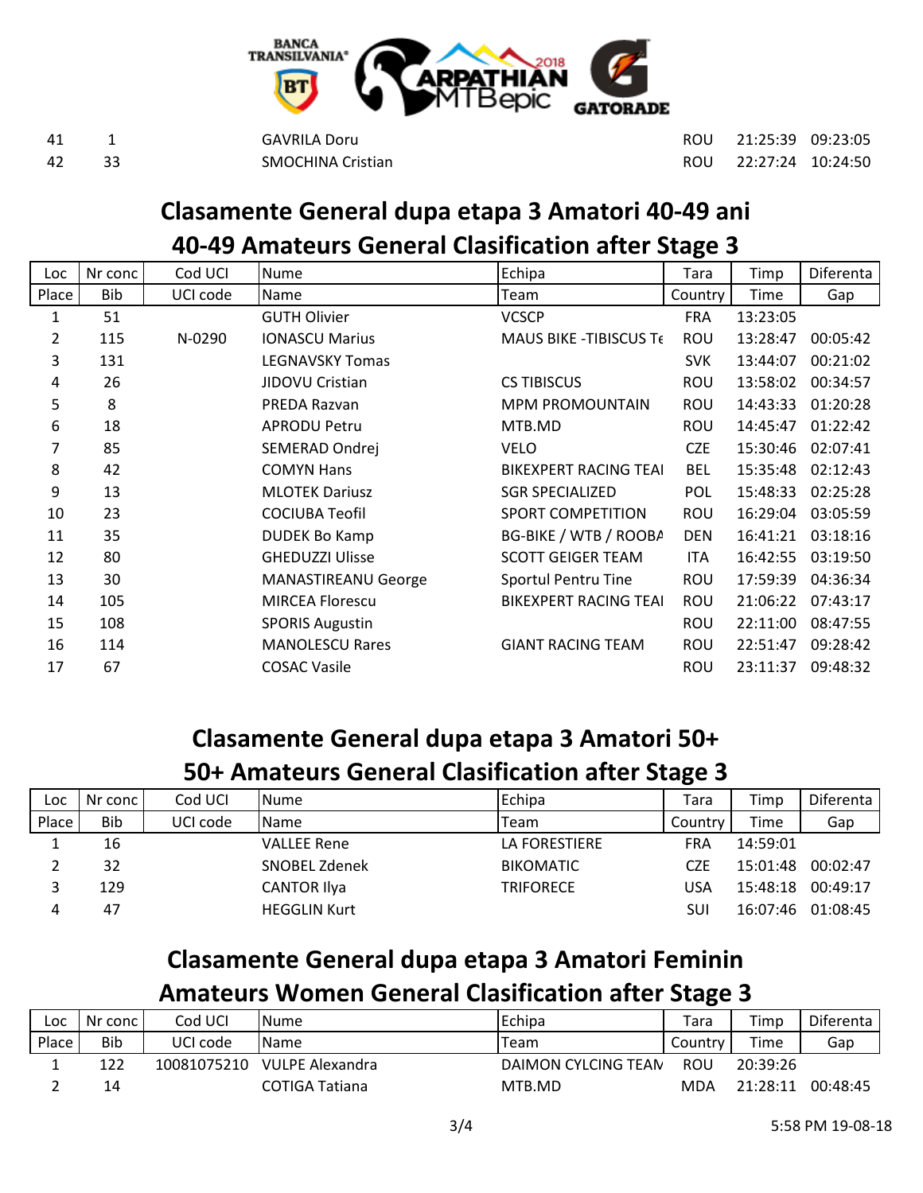| | | | | | | | |
|---|---|---|---|---|---|---|---|
| 41 | 1 | | GAVRILA Doru | | ROU | 21:25:39 | 09:23:05 |
| 42 | 33 | | SMOCHINA Cristian | | ROU | 22:27:24 | 10:24:50 |

## Clasamente General dupa etapa 3 Amatori 40-49 ani
## 40-49 Amateurs General Clasification after Stage 3

| Loc | Nr conc | Cod UCI | Nume | Echipa | Tara | Timp | Diferenta |
|---|---|---|---|---|---|---|---|
| Place | Bib | UCI code | Name | Team | Country | Time | Gap |
| 1 | 51 | | GUTH Olivier | VCSCP | FRA | 13:23:05 | |
| 2 | 115 | N-0290 | IONASCU Marius | MAUS BIKE -TIBISCUS Te | ROU | 13:28:47 | 00:05:42 |
| 3 | 131 | | LEGNAVSKY Tomas | | SVK | 13:44:07 | 00:21:02 |
| 4 | 26 | | JIDOVU Cristian | CS TIBISCUS | ROU | 13:58:02 | 00:34:57 |
| 5 | 8 | | PREDA Razvan | MPM PROMOUNTAIN | ROU | 14:43:33 | 01:20:28 |
| 6 | 18 | | APRODU Petru | MTB.MD | ROU | 14:45:47 | 01:22:42 |
| 7 | 85 | | SEMERAD Ondrej | VELO | CZE | 15:30:46 | 02:07:41 |
| 8 | 42 | | COMYN Hans | BIKEXPERT RACING TEAI | BEL | 15:35:48 | 02:12:43 |
| 9 | 13 | | MLOTEK Dariusz | SGR SPECIALIZED | POL | 15:48:33 | 02:25:28 |
| 10 | 23 | | COCIUBA Teofil | SPORT COMPETITION | ROU | 16:29:04 | 03:05:59 |
| 11 | 35 | | DUDEK Bo Kamp | BG-BIKE / WTB / ROOBA | DEN | 16:41:21 | 03:18:16 |
| 12 | 80 | | GHEDUZZI Ulisse | SCOTT GEIGER TEAM | ITA | 16:42:55 | 03:19:50 |
| 13 | 30 | | MANASTIREANU George | Sportul Pentru Tine | ROU | 17:59:39 | 04:36:34 |
| 14 | 105 | | MIRCEA Florescu | BIKEXPERT RACING TEAI | ROU | 21:06:22 | 07:43:17 |
| 15 | 108 | | SPORIS Augustin | | ROU | 22:11:00 | 08:47:55 |
| 16 | 114 | | MANOLESCU Rares | GIANT RACING TEAM | ROU | 22:51:47 | 09:28:42 |
| 17 | 67 | | COSAC Vasile | | ROU | 23:11:37 | 09:48:32 |

## Clasamente General dupa etapa 3 Amatori 50+
## 50+ Amateurs General Clasification after Stage 3

| Loc | Nr conc | Cod UCI | Nume | Echipa | Tara | Timp | Diferenta |
|---|---|---|---|---|---|---|---|
| Place | Bib | UCI code | Name | Team | Country | Time | Gap |
| 1 | 16 | | VALLEE Rene | LA FORESTIERE | FRA | 14:59:01 | |
| 2 | 32 | | SNOBEL Zdenek | BIKOMATIC | CZE | 15:01:48 | 00:02:47 |
| 3 | 129 | | CANTOR Ilya | TRIFORECE | USA | 15:48:18 | 00:49:17 |
| 4 | 47 | | HEGGLIN Kurt | | SUI | 16:07:46 | 01:08:45 |

## Clasamente General dupa etapa 3 Amatori Feminin
## Amateurs Women General Clasification after Stage 3

| Loc | Nr conc | Cod UCI | Nume | Echipa | Tara | Timp | Diferenta |
|---|---|---|---|---|---|---|---|
| Place | Bib | UCI code | Name | Team | Country | Time | Gap |
| 1 | 122 | 10081075210 | VULPE Alexandra | DAIMON CYLCING TEAN | ROU | 20:39:26 | |
| 2 | 14 | | COTIGA Tatiana | MTB.MD | MDA | 21:28:11 | 00:48:45 |

5:58 PM 19-08-18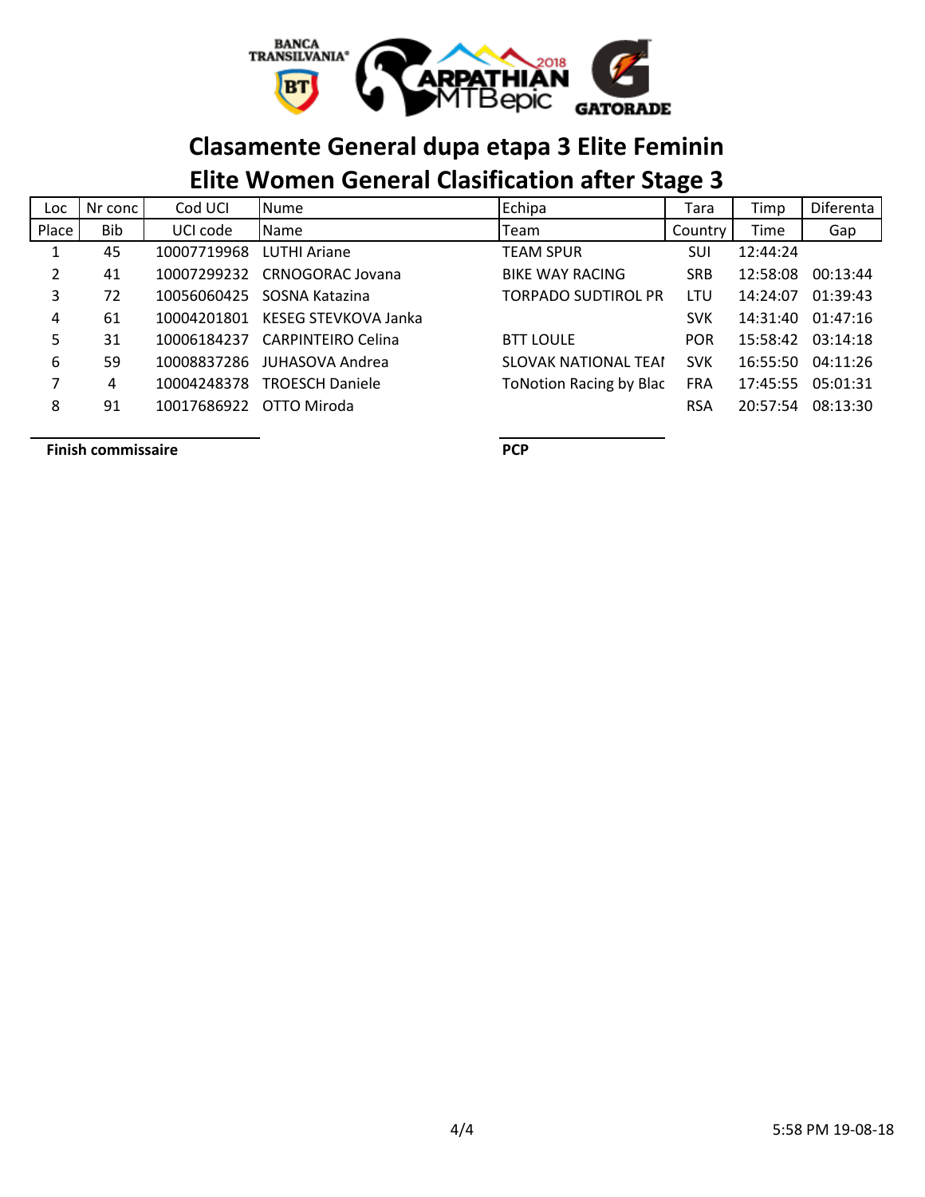# Clasamente General dupa etapa 3 Elite Feminin

# Elite Women General Clasification after Stage 3

| Loc | Nr conc | Cod UCI | Nume | Echipa | Tara | Timp | Diferenta |
|---|---|---|---|---|---|---|---|
| Place | Bib | UCI code | Name | Team | Country | Time | Gap |
| 1 | 45 | 10007719968 | LUTHI Ariane | TEAM SPUR | SUI | 12:44:24 | |
| 2 | 41 | 10007299232 | CRNOGORAC Jovana | BIKE WAY RACING | SRB | 12:58:08 | 00:13:44 |
| 3 | 72 | 10056060425 | SOSNA Katazina | TORPADO SUDTIROL PR | LTU | 14:24:07 | 01:39:43 |
| 4 | 61 | 10004201801 | KESEG STEVKOVA Janka | | SVK | 14:31:40 | 01:47:16 |
| 5 | 31 | 10006184237 | CARPINTEIRO Celina | BTT LOULE | POR | 15:58:42 | 03:14:18 |
| 6 | 59 | 10008837286 | JUHASOVA Andrea | SLOVAK NATIONAL TEAI | SVK | 16:55:50 | 04:11:26 |
| 7 | 4 | 10004248378 | TROESCH Daniele | ToNotion Racing by Blac | FRA | 17:45:55 | 05:01:31 |
| 8 | 91 | 10017686922 | OTTO Miroda | | RSA | 20:57:54 | 08:13:30 |

**Finish commissaire**

**PCP**

5:58 PM 19-08-18